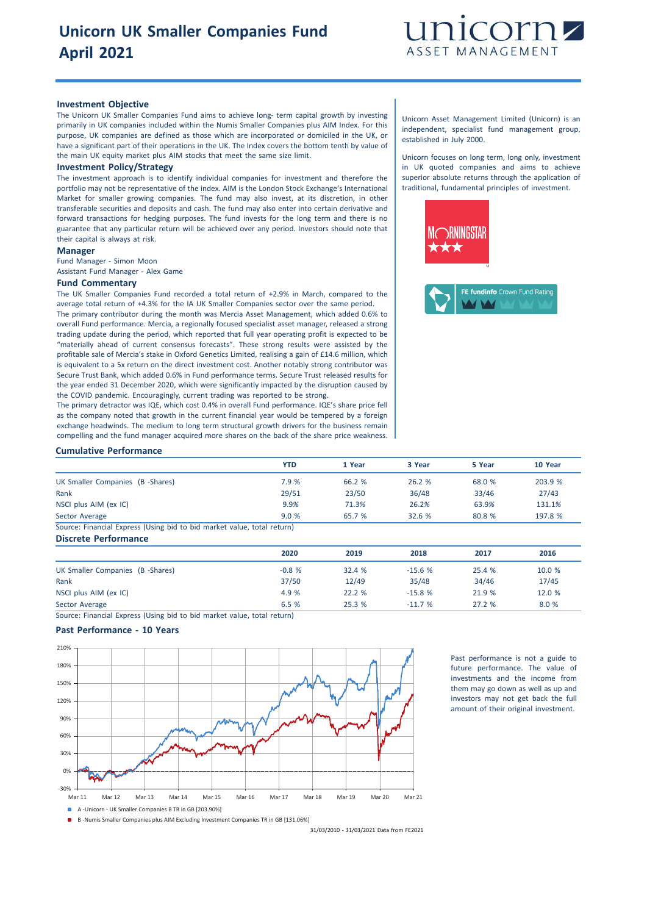# Unicorn UK Smaller Companies Fund
# April 2021

unicorn ASSET MANAGEMENT

### Investment Objective

The Unicorn UK Smaller Companies Fund aims to achieve long- term capital growth by investing primarily in UK companies included within the Numis Smaller Companies plus AIM Index. For this purpose, UK companies are defined as those which are incorporated or domiciled in the UK, or have a significant part of their operations in the UK. The Index covers the bottom tenth by value of the main UK equity market plus AIM stocks that meet the same size limit.

### Investment Policy/Strategy

The investment approach is to identify individual companies for investment and therefore the portfolio may not be representative of the index. AIM is the London Stock Exchange's International Market for smaller growing companies. The fund may also invest, at its discretion, in other transferable securities and deposits and cash. The fund may also enter into certain derivative and forward transactions for hedging purposes. The fund invests for the long term and there is no guarantee that any particular return will be achieved over any period. Investors should note that their capital is always at risk.

### Manager

Fund Manager - Simon Moon
Assistant Fund Manager - Alex Game

### Fund Commentary

The UK Smaller Companies Fund recorded a total return of +2.9% in March, compared to the average total return of +4.3% for the IA UK Smaller Companies sector over the same period.

The primary contributor during the month was Mercia Asset Management, which added 0.6% to overall Fund performance. Mercia, a regionally focused specialist asset manager, released a strong trading update during the period, which reported that full year operating profit is expected to be "materially ahead of current consensus forecasts". These strong results were assisted by the profitable sale of Mercia's stake in Oxford Genetics Limited, realising a gain of £14.6 million, which is equivalent to a 5x return on the direct investment cost. Another notably strong contributor was Secure Trust Bank, which added 0.6% in Fund performance terms. Secure Trust released results for the year ended 31 December 2020, which were significantly impacted by the disruption caused by the COVID pandemic. Encouragingly, current trading was reported to be strong.

The primary detractor was IQE, which cost 0.4% in overall Fund performance. IQE's share price fell as the company noted that growth in the current financial year would be tempered by a foreign exchange headwinds. The medium to long term structural growth drivers for the business remain compelling and the fund manager acquired more shares on the back of the share price weakness.

Unicorn Asset Management Limited (Unicorn) is an independent, specialist fund management group, established in July 2000.

Unicorn focuses on long term, long only, investment in UK quoted companies and aims to achieve superior absolute returns through the application of traditional, fundamental principles of investment.

MORNINGSTAR ★★★

FE fundinfo Crown Fund Rating

### Cumulative Performance

| | YTD | 1 Year | 3 Year | 5 Year | 10 Year |
|---|---|---|---|---|---|
| UK Smaller Companies (B -Shares) | 7.9 % | 66.2 % | 26.2 % | 68.0 % | 203.9 % |
| Rank | 29/51 | 23/50 | 36/48 | 33/46 | 27/43 |
| NSCI plus AIM (ex IC) | 9.9% | 71.3% | 26.2% | 63.9% | 131.1% |
| Sector Average | 9.0 % | 65.7 % | 32.6 % | 80.8 % | 197.8 % |

Source: Financial Express (Using bid to bid market value, total return)

### Discrete Performance

| | 2020 | 2019 | 2018 | 2017 | 2016 |
|---|---|---|---|---|---|
| UK Smaller Companies (B -Shares) | -0.8 % | 32.4 % | -15.6 % | 25.4 % | 10.0 % |
| Rank | 37/50 | 12/49 | 35/48 | 34/46 | 17/45 |
| NSCI plus AIM (ex IC) | 4.9 % | 22.2 % | -15.8 % | 21.9 % | 12.0 % |
| Sector Average | 6.5 % | 25.3 % | -11.7 % | 27.2 % | 8.0 % |

Source: Financial Express (Using bid to bid market value, total return)

### Past Performance - 10 Years

A -Unicorn - UK Smaller Companies B TR in GB [203.90%]

B -Numis Smaller Companies plus AIM Excluding Investment Companies TR in GB [131.06%]

31/03/2010 - 31/03/2021 Data from FE2021

Past performance is not a guide to future performance. The value of investments and the income from them may go down as well as up and investors may not get back the full amount of their original investment.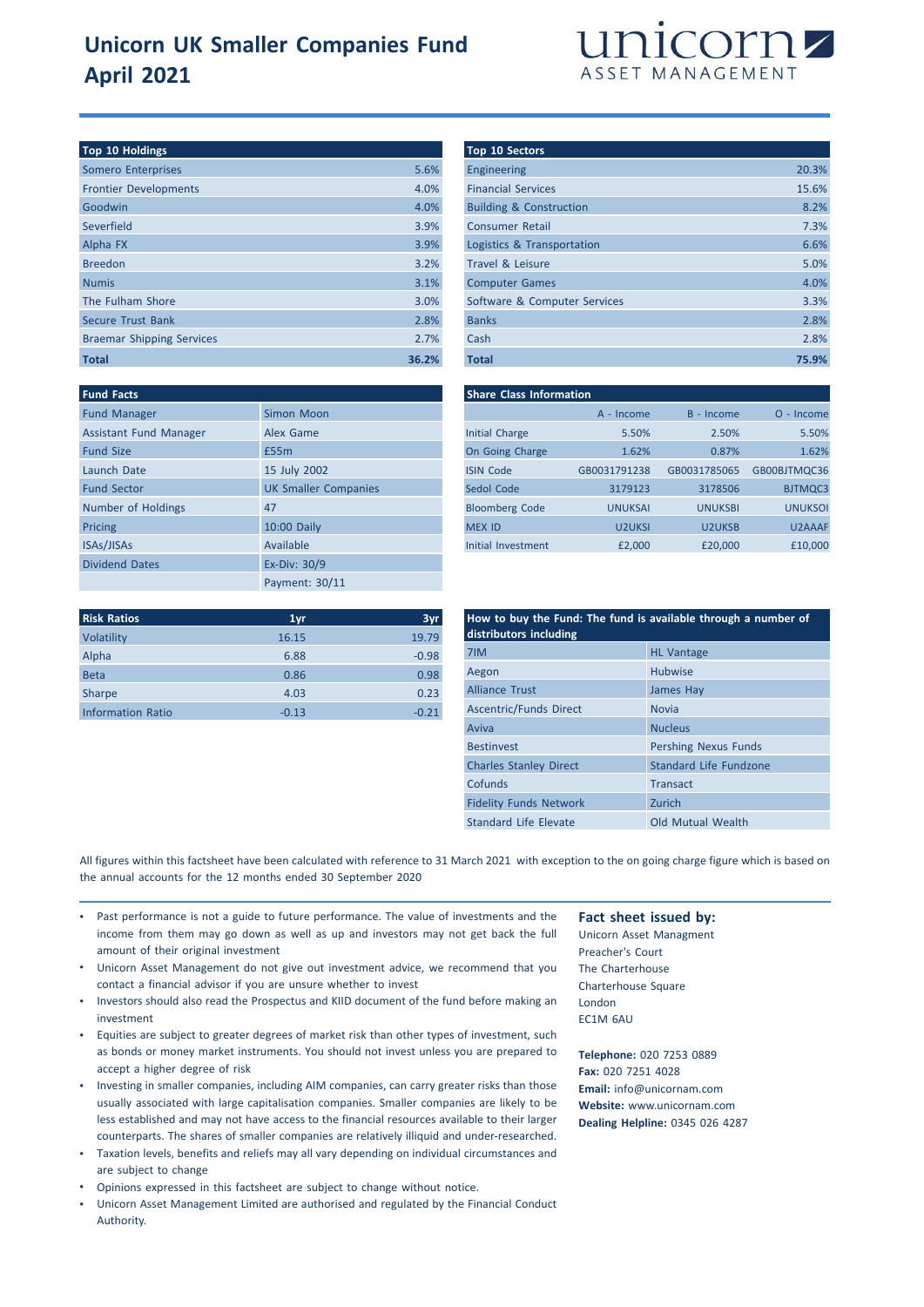# Unicorn UK Smaller Companies Fund
# April 2021

| Top 10 Holdings | |
|---|---|
| Somero Enterprises | 5.6% |
| Frontier Developments | 4.0% |
| Goodwin | 4.0% |
| Severfield | 3.9% |
| Alpha FX | 3.9% |
| Breedon | 3.2% |
| Numis | 3.1% |
| The Fulham Shore | 3.0% |
| Secure Trust Bank | 2.8% |
| Braemar Shipping Services | 2.7% |
| **Total** | **36.2%** |

| Top 10 Sectors | |
|---|---|
| Engineering | 20.3% |
| Financial Services | 15.6% |
| Building & Construction | 8.2% |
| Consumer Retail | 7.3% |
| Logistics & Transportation | 6.6% |
| Travel & Leisure | 5.0% |
| Computer Games | 4.0% |
| Software & Computer Services | 3.3% |
| Banks | 2.8% |
| Cash | 2.8% |
| **Total** | **75.9%** |

| Fund Facts | |
|---|---|
| Fund Manager | Simon Moon |
| Assistant Fund Manager | Alex Game |
| Fund Size | £55m |
| Launch Date | 15 July 2002 |
| Fund Sector | UK Smaller Companies |
| Number of Holdings | 47 |
| Pricing | 10:00 Daily |
| ISAs/JISAs | Available |
| Dividend Dates | Ex-Div: 30/9 |
| | Payment: 30/11 |

| Share Class Information | A - Income | B - Income | O - Income |
|---|---|---|---|
| Initial Charge | 5.50% | 2.50% | 5.50% |
| On Going Charge | 1.62% | 0.87% | 1.62% |
| ISIN Code | GB0031791238 | GB0031785065 | GB00BJTMQC36 |
| Sedol Code | 3179123 | 3178506 | BJTMQC3 |
| Bloomberg Code | UNUKSAI | UNUKSBI | UNUKSOI |
| MEX ID | U2UKSI | U2UKSB | U2AAAF |
| Initial Investment | £2,000 | £20,000 | £10,000 |

| Risk Ratios | 1yr | 3yr |
|---|---|---|
| Volatility | 16.15 | 19.79 |
| Alpha | 6.88 | -0.98 |
| Beta | 0.86 | 0.98 |
| Sharpe | 4.03 | 0.23 |
| Information Ratio | -0.13 | -0.21 |

| How to buy the Fund: The fund is available through a number of distributors including | |
|---|---|
| 7IM | HL Vantage |
| Aegon | Hubwise |
| Alliance Trust | James Hay |
| Ascentric/Funds Direct | Novia |
| Aviva | Nucleus |
| Bestinvest | Pershing Nexus Funds |
| Charles Stanley Direct | Standard Life Fundzone |
| Cofunds | Transact |
| Fidelity Funds Network | Zurich |
| Standard Life Elevate | Old Mutual Wealth |

All figures within this factsheet have been calculated with reference to 31 March 2021 with exception to the on going charge figure which is based on the annual accounts for the 12 months ended 30 September 2020

- Past performance is not a guide to future performance. The value of investments and the income from them may go down as well as up and investors may not get back the full amount of their original investment
- Unicorn Asset Management do not give out investment advice, we recommend that you contact a financial advisor if you are unsure whether to invest
- Investors should also read the Prospectus and KIID document of the fund before making an investment
- Equities are subject to greater degrees of market risk than other types of investment, such as bonds or money market instruments. You should not invest unless you are prepared to accept a higher degree of risk
- Investing in smaller companies, including AIM companies, can carry greater risks than those usually associated with large capitalisation companies. Smaller companies are likely to be less established and may not have access to the financial resources available to their larger counterparts. The shares of smaller companies are relatively illiquid and under-researched.
- Taxation levels, benefits and reliefs may all vary depending on individual circumstances and are subject to change
- Opinions expressed in this factsheet are subject to change without notice.
- Unicorn Asset Management Limited are authorised and regulated by the Financial Conduct Authority.

**Fact sheet issued by:**
Unicorn Asset Managment
Preacher's Court
The Charterhouse
Charterhouse Square
London
EC1M 6AU

**Telephone:** 020 7253 0889
**Fax:** 020 7251 4028
**Email:** info@unicornam.com
**Website:** www.unicornam.com
**Dealing Helpline:** 0345 026 4287